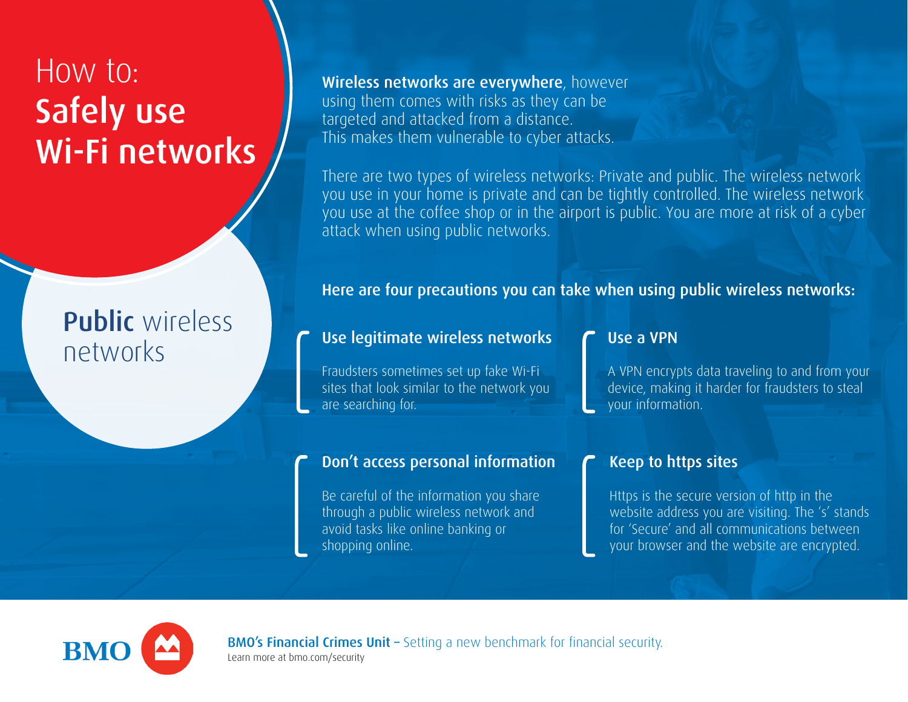# How to: Safely use Wi-Fi networks

## Public wireless networks

**Wireless networks are everywhere**, however using them comes with risks as they can be targeted and attacked from a distance. This makes them vulnerable to cyber attacks.

There are two types of wireless networks: Private and public. The wireless network you use in your home is private and can be tightly controlled. The wireless network you use at the coffee shop or in the airport is public. You are more at risk of a cyber attack when using public networks.

**Here are four precautions you can take when using public wireless networks:**

### Use legitimate wireless networks

Fraudsters sometimes set up fake Wi-Fi sites that look similar to the network you are searching for.

### Use a VPN

A VPN encrypts data traveling to and from your device, making it harder for fraudsters to steal your information.

### Don't access personal information

Be careful of the information you share through a public wireless network and avoid tasks like online banking or shopping online.

### Keep to https sites

Https is the secure version of http in the website address you are visiting. The 's' stands for 'Secure' and all communications between your browser and the website are encrypted.

BMO

**BMO's Financial Crimes Unit** – Setting a new benchmark for financial security.
Learn more at bmo.com/security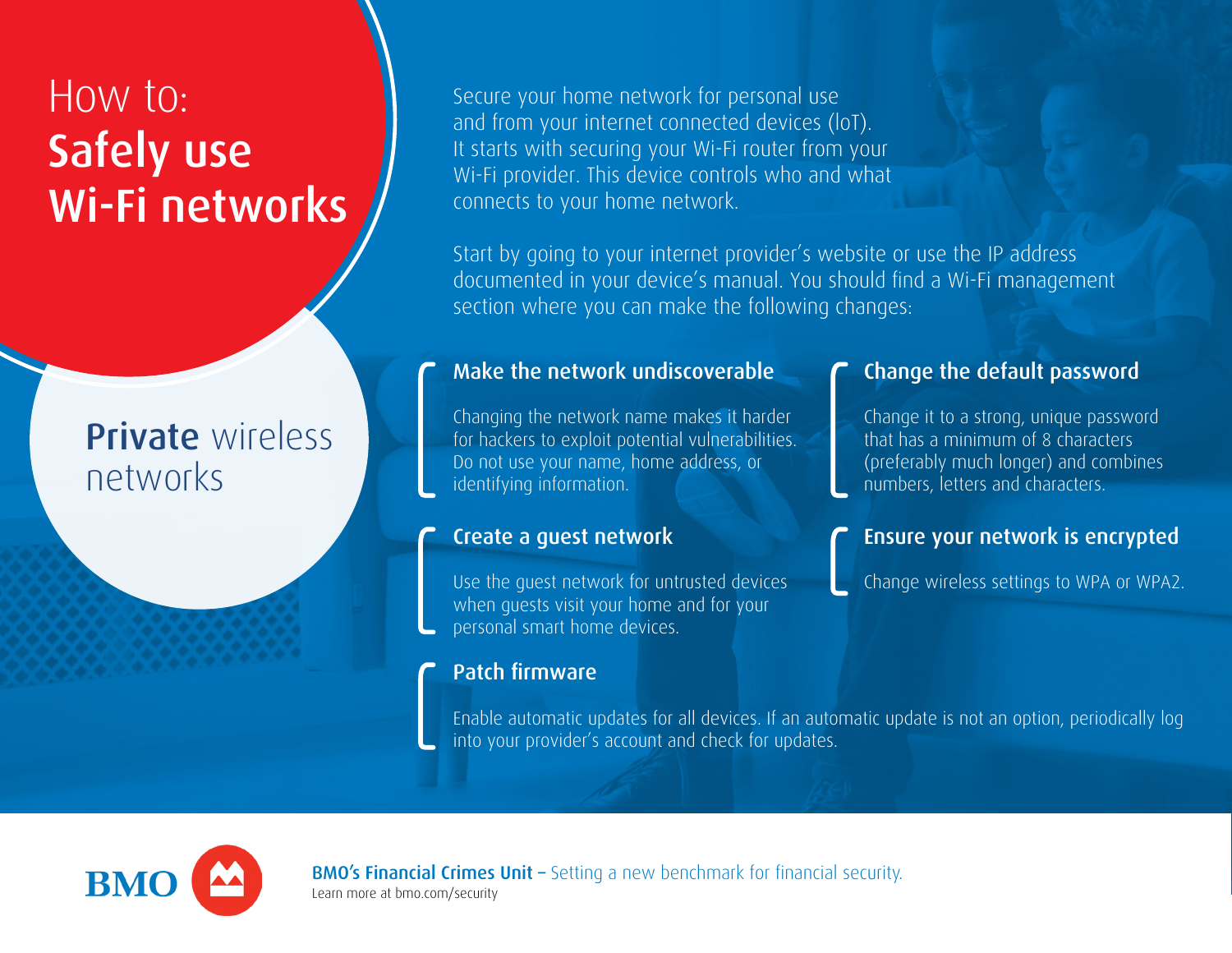# How to: **Safely use Wi-Fi networks**

## **Private** wireless networks

Secure your home network for personal use and from your internet connected devices (IoT). It starts with securing your Wi-Fi router from your Wi-Fi provider. This device controls who and what connects to your home network.

Start by going to your internet provider's website or use the IP address documented in your device's manual. You should find a Wi-Fi management section where you can make the following changes:

### Make the network undiscoverable

Changing the network name makes it harder for hackers to exploit potential vulnerabilities. Do not use your name, home address, or identifying information.

### Change the default password

Change it to a strong, unique password that has a minimum of 8 characters (preferably much longer) and combines numbers, letters and characters.

### Create a guest network

Use the guest network for untrusted devices when guests visit your home and for your personal smart home devices.

### Ensure your network is encrypted

Change wireless settings to WPA or WPA2.

### Patch firmware

Enable automatic updates for all devices. If an automatic update is not an option, periodically log into your provider's account and check for updates.

BMO

**BMO's Financial Crimes Unit –** Setting a new benchmark for financial security.
Learn more at bmo.com/security